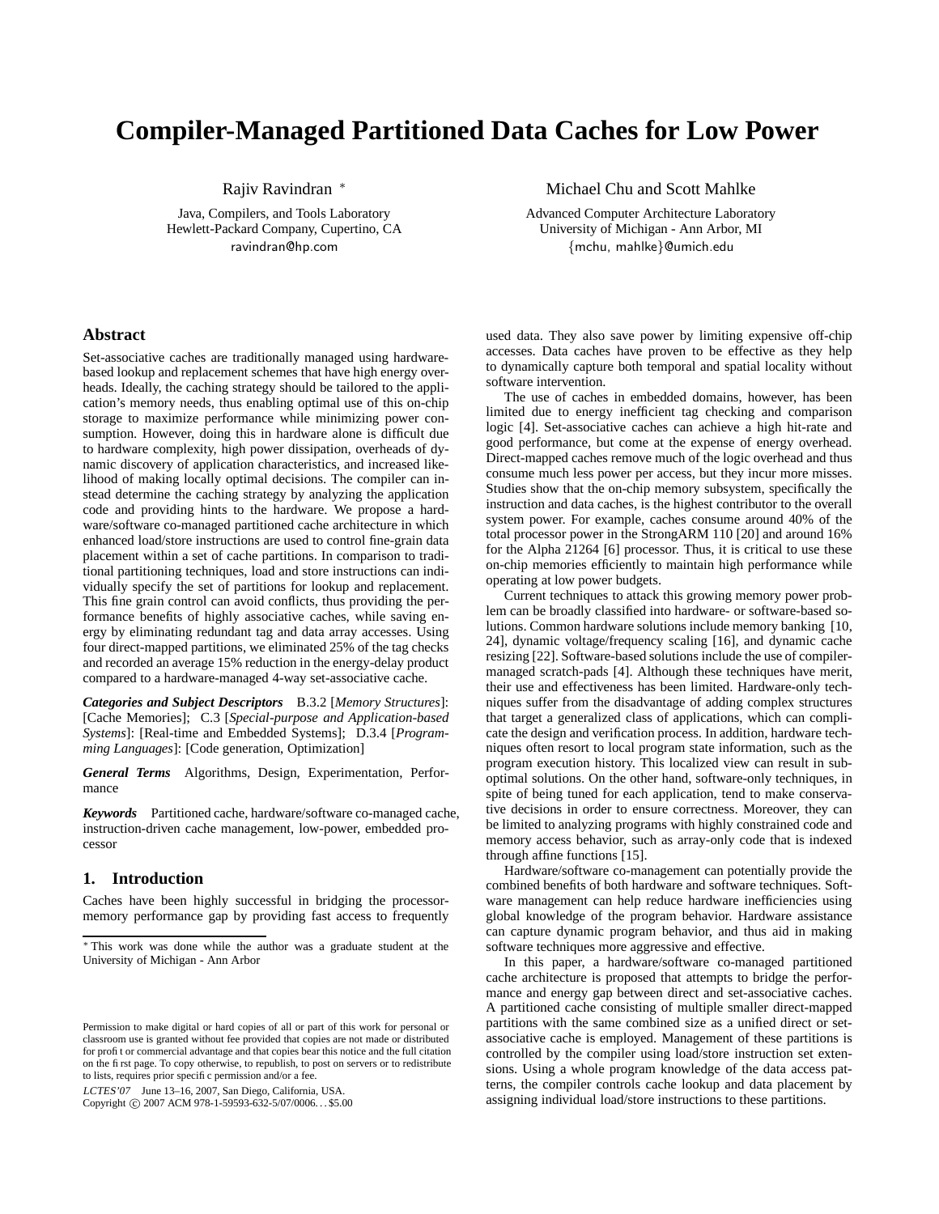# Compiler-Managed Partitioned Data Caches for Low Power

Rajiv Ravindran *

Java, Compilers, and Tools Laboratory
Hewlett-Packard Company, Cupertino, CA
ravindran@hp.com

Michael Chu and Scott Mahlke

Advanced Computer Architecture Laboratory
University of Michigan - Ann Arbor, MI
{mchu, mahlke}@umich.edu

## Abstract

Set-associative caches are traditionally managed using hardware-based lookup and replacement schemes that have high energy overheads. Ideally, the caching strategy should be tailored to the application's memory needs, thus enabling optimal use of this on-chip storage to maximize performance while minimizing power consumption. However, doing this in hardware alone is difficult due to hardware complexity, high power dissipation, overheads of dynamic discovery of application characteristics, and increased likelihood of making locally optimal decisions. The compiler can instead determine the caching strategy by analyzing the application code and providing hints to the hardware. We propose a hardware/software co-managed partitioned cache architecture in which enhanced load/store instructions are used to control fine-grain data placement within a set of cache partitions. In comparison to traditional partitioning techniques, load and store instructions can individually specify the set of partitions for lookup and replacement. This fine grain control can avoid conflicts, thus providing the performance benefits of highly associative caches, while saving energy by eliminating redundant tag and data array accesses. Using four direct-mapped partitions, we eliminated 25% of the tag checks and recorded an average 15% reduction in the energy-delay product compared to a hardware-managed 4-way set-associative cache.

***Categories and Subject Descriptors*** B.3.2 [*Memory Structures*]: [Cache Memories]; C.3 [*Special-purpose and Application-based Systems*]: [Real-time and Embedded Systems]; D.3.4 [*Programming Languages*]: [Code generation, Optimization]

***General Terms*** Algorithms, Design, Experimentation, Performance

***Keywords*** Partitioned cache, hardware/software co-managed cache, instruction-driven cache management, low-power, embedded processor

## 1. Introduction

Caches have been highly successful in bridging the processor-memory performance gap by providing fast access to frequently used data. They also save power by limiting expensive off-chip accesses. Data caches have proven to be effective as they help to dynamically capture both temporal and spatial locality without software intervention.

The use of caches in embedded domains, however, has been limited due to energy inefficient tag checking and comparison logic [4]. Set-associative caches can achieve a high hit-rate and good performance, but come at the expense of energy overhead. Direct-mapped caches remove much of the logic overhead and thus consume much less power per access, but they incur more misses. Studies show that the on-chip memory subsystem, specifically the instruction and data caches, is the highest contributor to the overall system power. For example, caches consume around 40% of the total processor power in the StrongARM 110 [20] and around 16% for the Alpha 21264 [6] processor. Thus, it is critical to use these on-chip memories efficiently to maintain high performance while operating at low power budgets.

Current techniques to attack this growing memory power problem can be broadly classified into hardware- or software-based solutions. Common hardware solutions include memory banking [10, 24], dynamic voltage/frequency scaling [16], and dynamic cache resizing [22]. Software-based solutions include the use of compiler-managed scratch-pads [4]. Although these techniques have merit, their use and effectiveness has been limited. Hardware-only techniques suffer from the disadvantage of adding complex structures that target a generalized class of applications, which can complicate the design and verification process. In addition, hardware techniques often resort to local program state information, such as the program execution history. This localized view can result in suboptimal solutions. On the other hand, software-only techniques, in spite of being tuned for each application, tend to make conservative decisions in order to ensure correctness. Moreover, they can be limited to analyzing programs with highly constrained code and memory access behavior, such as array-only code that is indexed through affine functions [15].

Hardware/software co-management can potentially provide the combined benefits of both hardware and software techniques. Software management can help reduce hardware inefficiencies using global knowledge of the program behavior. Hardware assistance can capture dynamic program behavior, and thus aid in making software techniques more aggressive and effective.

In this paper, a hardware/software co-managed partitioned cache architecture is proposed that attempts to bridge the performance and energy gap between direct and set-associative caches. A partitioned cache consisting of multiple smaller direct-mapped partitions with the same combined size as a unified direct or set-associative cache is employed. Management of these partitions is controlled by the compiler using load/store instruction set extensions. Using a whole program knowledge of the data access patterns, the compiler controls cache lookup and data placement by assigning individual load/store instructions to these partitions.

* This work was done while the author was a graduate student at the University of Michigan - Ann Arbor

Permission to make digital or hard copies of all or part of this work for personal or classroom use is granted without fee provided that copies are not made or distributed for profit or commercial advantage and that copies bear this notice and the full citation on the first page. To copy otherwise, to republish, to post on servers or to redistribute to lists, requires prior specific permission and/or a fee.

*LCTES'07* June 13–16, 2007, San Diego, California, USA.
Copyright © 2007 ACM 978-1-59593-632-5/07/0006...$5.00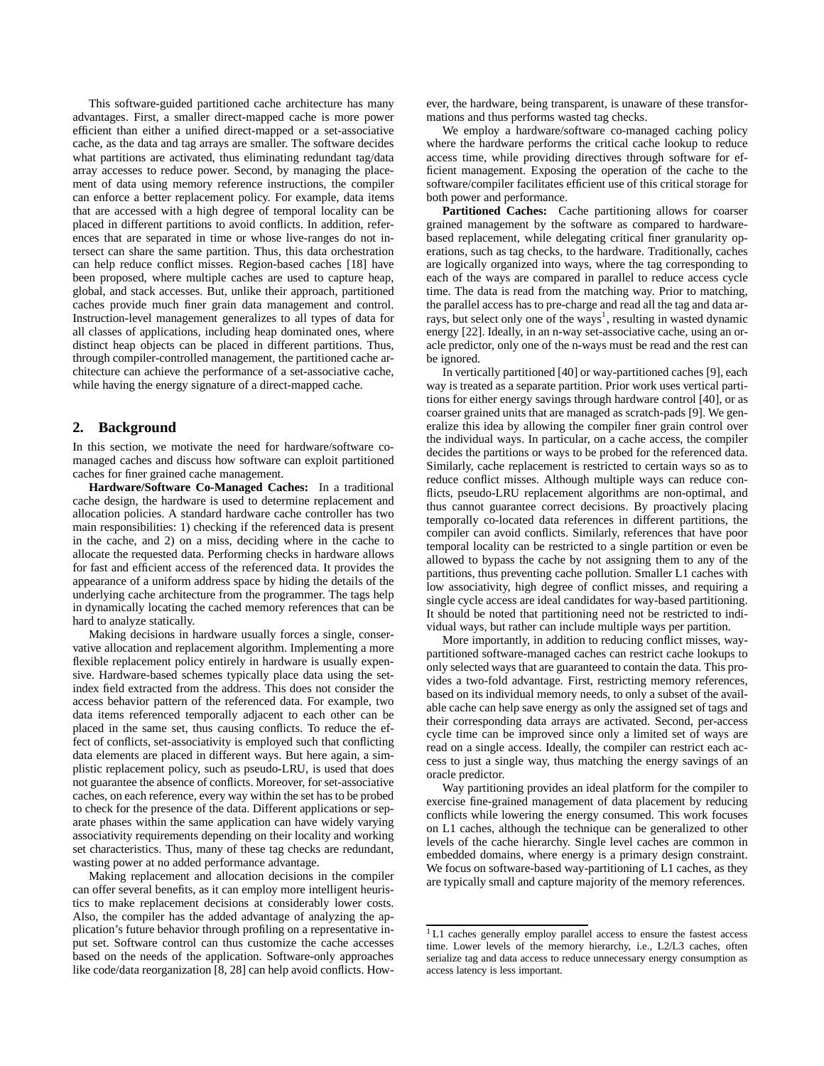This software-guided partitioned cache architecture has many advantages. First, a smaller direct-mapped cache is more power efficient than either a unified direct-mapped or a set-associative cache, as the data and tag arrays are smaller. The software decides what partitions are activated, thus eliminating redundant tag/data array accesses to reduce power. Second, by managing the placement of data using memory reference instructions, the compiler can enforce a better replacement policy. For example, data items that are accessed with a high degree of temporal locality can be placed in different partitions to avoid conflicts. In addition, references that are separated in time or whose live-ranges do not intersect can share the same partition. Thus, this data orchestration can help reduce conflict misses. Region-based caches [18] have been proposed, where multiple caches are used to capture heap, global, and stack accesses. But, unlike their approach, partitioned caches provide much finer grain data management and control. Instruction-level management generalizes to all types of data for all classes of applications, including heap dominated ones, where distinct heap objects can be placed in different partitions. Thus, through compiler-controlled management, the partitioned cache architecture can achieve the performance of a set-associative cache, while having the energy signature of a direct-mapped cache.

## 2. Background

In this section, we motivate the need for hardware/software co-managed caches and discuss how software can exploit partitioned caches for finer grained cache management.

**Hardware/Software Co-Managed Caches:** In a traditional cache design, the hardware is used to determine replacement and allocation policies. A standard hardware cache controller has two main responsibilities: 1) checking if the referenced data is present in the cache, and 2) on a miss, deciding where in the cache to allocate the requested data. Performing checks in hardware allows for fast and efficient access of the referenced data. It provides the appearance of a uniform address space by hiding the details of the underlying cache architecture from the programmer. The tags help in dynamically locating the cached memory references that can be hard to analyze statically.

Making decisions in hardware usually forces a single, conservative allocation and replacement algorithm. Implementing a more flexible replacement policy entirely in hardware is usually expensive. Hardware-based schemes typically place data using the set-index field extracted from the address. This does not consider the access behavior pattern of the referenced data. For example, two data items referenced temporally adjacent to each other can be placed in the same set, thus causing conflicts. To reduce the effect of conflicts, set-associativity is employed such that conflicting data elements are placed in different ways. But here again, a simplistic replacement policy, such as pseudo-LRU, is used that does not guarantee the absence of conflicts. Moreover, for set-associative caches, on each reference, every way within the set has to be probed to check for the presence of the data. Different applications or separate phases within the same application can have widely varying associativity requirements depending on their locality and working set characteristics. Thus, many of these tag checks are redundant, wasting power at no added performance advantage.

Making replacement and allocation decisions in the compiler can offer several benefits, as it can employ more intelligent heuristics to make replacement decisions at considerably lower costs. Also, the compiler has the added advantage of analyzing the application's future behavior through profiling on a representative input set. Software control can thus customize the cache accesses based on the needs of the application. Software-only approaches like code/data reorganization [8, 28] can help avoid conflicts. However, the hardware, being transparent, is unaware of these transformations and thus performs wasted tag checks.

We employ a hardware/software co-managed caching policy where the hardware performs the critical cache lookup to reduce access time, while providing directives through software for efficient management. Exposing the operation of the cache to the software/compiler facilitates efficient use of this critical storage for both power and performance.

**Partitioned Caches:** Cache partitioning allows for coarser grained management by the software as compared to hardware-based replacement, while delegating critical finer granularity operations, such as tag checks, to the hardware. Traditionally, caches are logically organized into ways, where the tag corresponding to each of the ways are compared in parallel to reduce access cycle time. The data is read from the matching way. Prior to matching, the parallel access has to pre-charge and read all the tag and data arrays, but select only one of the ways[1], resulting in wasted dynamic energy [22]. Ideally, in an n-way set-associative cache, using an oracle predictor, only one of the n-ways must be read and the rest can be ignored.

In vertically partitioned [40] or way-partitioned caches [9], each way is treated as a separate partition. Prior work uses vertical partitions for either energy savings through hardware control [40], or as coarser grained units that are managed as scratch-pads [9]. We generalize this idea by allowing the compiler finer grain control over the individual ways. In particular, on a cache access, the compiler decides the partitions or ways to be probed for the referenced data. Similarly, cache replacement is restricted to certain ways so as to reduce conflict misses. Although multiple ways can reduce conflicts, pseudo-LRU replacement algorithms are non-optimal, and thus cannot guarantee correct decisions. By proactively placing temporally co-located data references in different partitions, the compiler can avoid conflicts. Similarly, references that have poor temporal locality can be restricted to a single partition or even be allowed to bypass the cache by not assigning them to any of the partitions, thus preventing cache pollution. Smaller L1 caches with low associativity, high degree of conflict misses, and requiring a single cycle access are ideal candidates for way-based partitioning. It should be noted that partitioning need not be restricted to individual ways, but rather can include multiple ways per partition.

More importantly, in addition to reducing conflict misses, way-partitioned software-managed caches can restrict cache lookups to only selected ways that are guaranteed to contain the data. This provides a two-fold advantage. First, restricting memory references, based on its individual memory needs, to only a subset of the available cache can help save energy as only the assigned set of tags and their corresponding data arrays are activated. Second, per-access cycle time can be improved since only a limited set of ways are read on a single access. Ideally, the compiler can restrict each access to just a single way, thus matching the energy savings of an oracle predictor.

Way partitioning provides an ideal platform for the compiler to exercise fine-grained management of data placement by reducing conflicts while lowering the energy consumed. This work focuses on L1 caches, although the technique can be generalized to other levels of the cache hierarchy. Single level caches are common in embedded domains, where energy is a primary design constraint. We focus on software-based way-partitioning of L1 caches, as they are typically small and capture majority of the memory references.

[1] L1 caches generally employ parallel access to ensure the fastest access time. Lower levels of the memory hierarchy, i.e., L2/L3 caches, often serialize tag and data access to reduce unnecessary energy consumption as access latency is less important.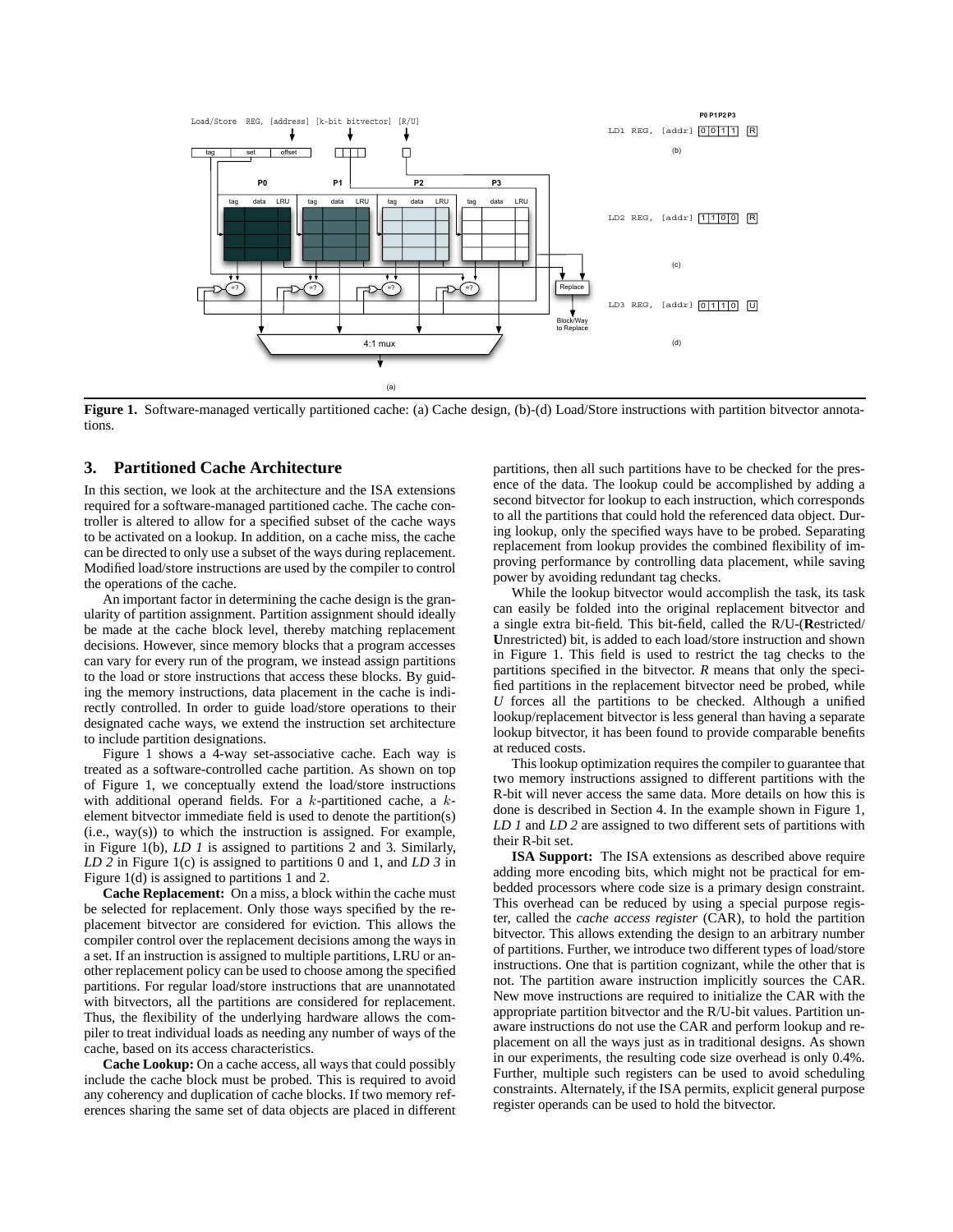Load/Store REG, [address] [k-bit bitvector] [R/U]

tag set offset

P0 P1 P2 P3

tag data LRU

=? =? =? =?

Replace

Block/Way to Replace

4:1 mux

(a)

P0 P1 P2 P3

LD1 REG, [addr] 0 0 1 1 R

(b)

LD2 REG, [addr] 1 1 0 0 R

(c)

LD3 REG, [addr] 0 1 1 0 U

(d)

**Figure 1.** Software-managed vertically partitioned cache: (a) Cache design, (b)-(d) Load/Store instructions with partition bitvector annotations.

## 3. Partitioned Cache Architecture

In this section, we look at the architecture and the ISA extensions required for a software-managed partitioned cache. The cache controller is altered to allow for a specified subset of the cache ways to be activated on a lookup. In addition, on a cache miss, the cache can be directed to only use a subset of the ways during replacement. Modified load/store instructions are used by the compiler to control the operations of the cache.

An important factor in determining the cache design is the granularity of partition assignment. Partition assignment should ideally be made at the cache block level, thereby matching replacement decisions. However, since memory blocks that a program accesses can vary for every run of the program, we instead assign partitions to the load or store instructions that access these blocks. By guiding the memory instructions, data placement in the cache is indirectly controlled. In order to guide load/store operations to their designated cache ways, we extend the instruction set architecture to include partition designations.

Figure 1 shows a 4-way set-associative cache. Each way is treated as a software-controlled cache partition. As shown on top of Figure 1, we conceptually extend the load/store instructions with additional operand fields. For a $k$-partitioned cache, a $k$-element bitvector immediate field is used to denote the partition(s) (i.e., way(s)) to which the instruction is assigned. For example, in Figure 1(b), *LD 1* is assigned to partitions 2 and 3. Similarly, *LD 2* in Figure 1(c) is assigned to partitions 0 and 1, and *LD 3* in Figure 1(d) is assigned to partitions 1 and 2.

**Cache Replacement:** On a miss, a block within the cache must be selected for replacement. Only those ways specified by the replacement bitvector are considered for eviction. This allows the compiler control over the replacement decisions among the ways in a set. If an instruction is assigned to multiple partitions, LRU or another replacement policy can be used to choose among the specified partitions. For regular load/store instructions that are unannotated with bitvectors, all the partitions are considered for replacement. Thus, the flexibility of the underlying hardware allows the compiler to treat individual loads as needing any number of ways of the cache, based on its access characteristics.

**Cache Lookup:** On a cache access, all ways that could possibly include the cache block must be probed. This is required to avoid any coherency and duplication of cache blocks. If two memory references sharing the same set of data objects are placed in different partitions, then all such partitions have to be checked for the presence of the data. The lookup could be accomplished by adding a second bitvector for lookup to each instruction, which corresponds to all the partitions that could hold the referenced data object. During lookup, only the specified ways have to be probed. Separating replacement from lookup provides the combined flexibility of improving performance by controlling data placement, while saving power by avoiding redundant tag checks.

While the lookup bitvector would accomplish the task, its task can easily be folded into the original replacement bitvector and a single extra bit-field. This bit-field, called the R/U-(**R**estricted/**U**nrestricted) bit, is added to each load/store instruction and shown in Figure 1. This field is used to restrict the tag checks to the partitions specified in the bitvector. *R* means that only the specified partitions in the replacement bitvector need be probed, while *U* forces all the partitions to be checked. Although a unified lookup/replacement bitvector is less general than having a separate lookup bitvector, it has been found to provide comparable benefits at reduced costs.

This lookup optimization requires the compiler to guarantee that two memory instructions assigned to different partitions with the R-bit will never access the same data. More details on how this is done is described in Section 4. In the example shown in Figure 1, *LD 1* and *LD 2* are assigned to two different sets of partitions with their R-bit set.

**ISA Support:** The ISA extensions as described above require adding more encoding bits, which might not be practical for embedded processors where code size is a primary design constraint. This overhead can be reduced by using a special purpose register, called the *cache access register* (CAR), to hold the partition bitvector. This allows extending the design to an arbitrary number of partitions. Further, we introduce two different types of load/store instructions. One that is partition cognizant, while the other that is not. The partition aware instruction implicitly sources the CAR. New move instructions are required to initialize the CAR with the appropriate partition bitvector and the R/U-bit values. Partition unaware instructions do not use the CAR and perform lookup and replacement on all the ways just as in traditional designs. As shown in our experiments, the resulting code size overhead is only 0.4%. Further, multiple such registers can be used to avoid scheduling constraints. Alternately, if the ISA permits, explicit general purpose register operands can be used to hold the bitvector.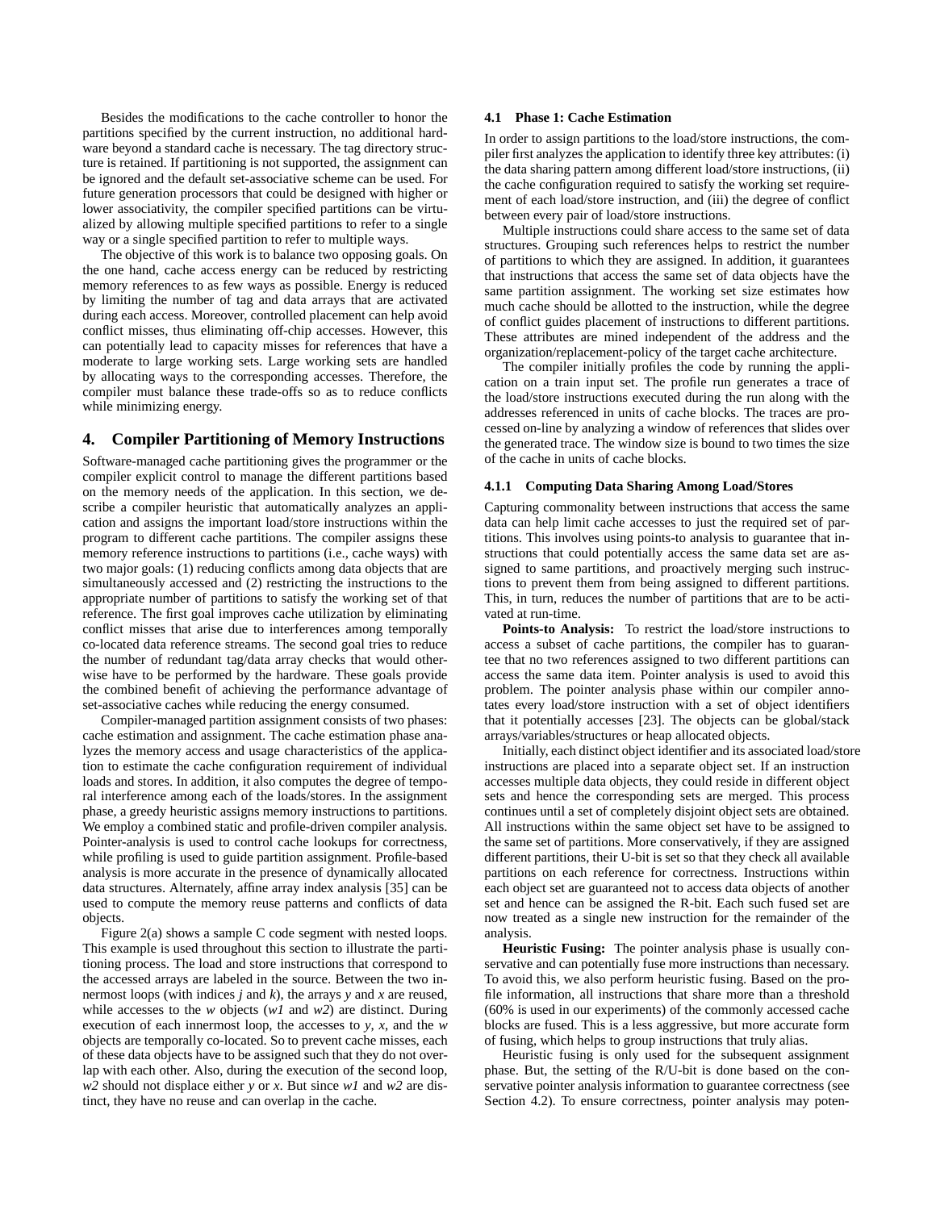Besides the modifications to the cache controller to honor the partitions specified by the current instruction, no additional hardware beyond a standard cache is necessary. The tag directory structure is retained. If partitioning is not supported, the assignment can be ignored and the default set-associative scheme can be used. For future generation processors that could be designed with higher or lower associativity, the compiler specified partitions can be virtualized by allowing multiple specified partitions to refer to a single way or a single specified partition to refer to multiple ways.

The objective of this work is to balance two opposing goals. On the one hand, cache access energy can be reduced by restricting memory references to as few ways as possible. Energy is reduced by limiting the number of tag and data arrays that are activated during each access. Moreover, controlled placement can help avoid conflict misses, thus eliminating off-chip accesses. However, this can potentially lead to capacity misses for references that have a moderate to large working sets. Large working sets are handled by allocating ways to the corresponding accesses. Therefore, the compiler must balance these trade-offs so as to reduce conflicts while minimizing energy.

## 4. Compiler Partitioning of Memory Instructions

Software-managed cache partitioning gives the programmer or the compiler explicit control to manage the different partitions based on the memory needs of the application. In this section, we describe a compiler heuristic that automatically analyzes an application and assigns the important load/store instructions within the program to different cache partitions. The compiler assigns these memory reference instructions to partitions (i.e., cache ways) with two major goals: (1) reducing conflicts among data objects that are simultaneously accessed and (2) restricting the instructions to the appropriate number of partitions to satisfy the working set of that reference. The first goal improves cache utilization by eliminating conflict misses that arise due to interferences among temporally co-located data reference streams. The second goal tries to reduce the number of redundant tag/data array checks that would otherwise have to be performed by the hardware. These goals provide the combined benefit of achieving the performance advantage of set-associative caches while reducing the energy consumed.

Compiler-managed partition assignment consists of two phases: cache estimation and assignment. The cache estimation phase analyzes the memory access and usage characteristics of the application to estimate the cache configuration requirement of individual loads and stores. In addition, it also computes the degree of temporal interference among each of the loads/stores. In the assignment phase, a greedy heuristic assigns memory instructions to partitions. We employ a combined static and profile-driven compiler analysis. Pointer-analysis is used to control cache lookups for correctness, while profiling is used to guide partition assignment. Profile-based analysis is more accurate in the presence of dynamically allocated data structures. Alternately, affine array index analysis [35] can be used to compute the memory reuse patterns and conflicts of data objects.

Figure 2(a) shows a sample C code segment with nested loops. This example is used throughout this section to illustrate the partitioning process. The load and store instructions that correspond to the accessed arrays are labeled in the source. Between the two innermost loops (with indices *j* and *k*), the arrays *y* and *x* are reused, while accesses to the *w* objects (*w1* and *w2*) are distinct. During execution of each innermost loop, the accesses to *y*, *x*, and the *w* objects are temporally co-located. So to prevent cache misses, each of these data objects have to be assigned such that they do not overlap with each other. Also, during the execution of the second loop, *w2* should not displace either *y* or *x*. But since *w1* and *w2* are distinct, they have no reuse and can overlap in the cache.

### 4.1 Phase 1: Cache Estimation

In order to assign partitions to the load/store instructions, the compiler first analyzes the application to identify three key attributes: (i) the data sharing pattern among different load/store instructions, (ii) the cache configuration required to satisfy the working set requirement of each load/store instruction, and (iii) the degree of conflict between every pair of load/store instructions.

Multiple instructions could share access to the same set of data structures. Grouping such references helps to restrict the number of partitions to which they are assigned. In addition, it guarantees that instructions that access the same set of data objects have the same partition assignment. The working set size estimates how much cache should be allotted to the instruction, while the degree of conflict guides placement of instructions to different partitions. These attributes are mined independent of the address and the organization/replacement-policy of the target cache architecture.

The compiler initially profiles the code by running the application on a train input set. The profile run generates a trace of the load/store instructions executed during the run along with the addresses referenced in units of cache blocks. The traces are processed on-line by analyzing a window of references that slides over the generated trace. The window size is bound to two times the size of the cache in units of cache blocks.

#### 4.1.1 Computing Data Sharing Among Load/Stores

Capturing commonality between instructions that access the same data can help limit cache accesses to just the required set of partitions. This involves using points-to analysis to guarantee that instructions that could potentially access the same data set are assigned to same partitions, and proactively merging such instructions to prevent them from being assigned to different partitions. This, in turn, reduces the number of partitions that are to be activated at run-time.

**Points-to Analysis:** To restrict the load/store instructions to access a subset of cache partitions, the compiler has to guarantee that no two references assigned to two different partitions can access the same data item. Pointer analysis is used to avoid this problem. The pointer analysis phase within our compiler annotates every load/store instruction with a set of object identifiers that it potentially accesses [23]. The objects can be global/stack arrays/variables/structures or heap allocated objects.

Initially, each distinct object identifier and its associated load/store instructions are placed into a separate object set. If an instruction accesses multiple data objects, they could reside in different object sets and hence the corresponding sets are merged. This process continues until a set of completely disjoint object sets are obtained. All instructions within the same object set have to be assigned to the same set of partitions. More conservatively, if they are assigned different partitions, their U-bit is set so that they check all available partitions on each reference for correctness. Instructions within each object set are guaranteed not to access data objects of another set and hence can be assigned the R-bit. Each such fused set are now treated as a single new instruction for the remainder of the analysis.

**Heuristic Fusing:** The pointer analysis phase is usually conservative and can potentially fuse more instructions than necessary. To avoid this, we also perform heuristic fusing. Based on the profile information, all instructions that share more than a threshold (60% is used in our experiments) of the commonly accessed cache blocks are fused. This is a less aggressive, but more accurate form of fusing, which helps to group instructions that truly alias.

Heuristic fusing is only used for the subsequent assignment phase. But, the setting of the R/U-bit is done based on the conservative pointer analysis information to guarantee correctness (see Section 4.2). To ensure correctness, pointer analysis may poten-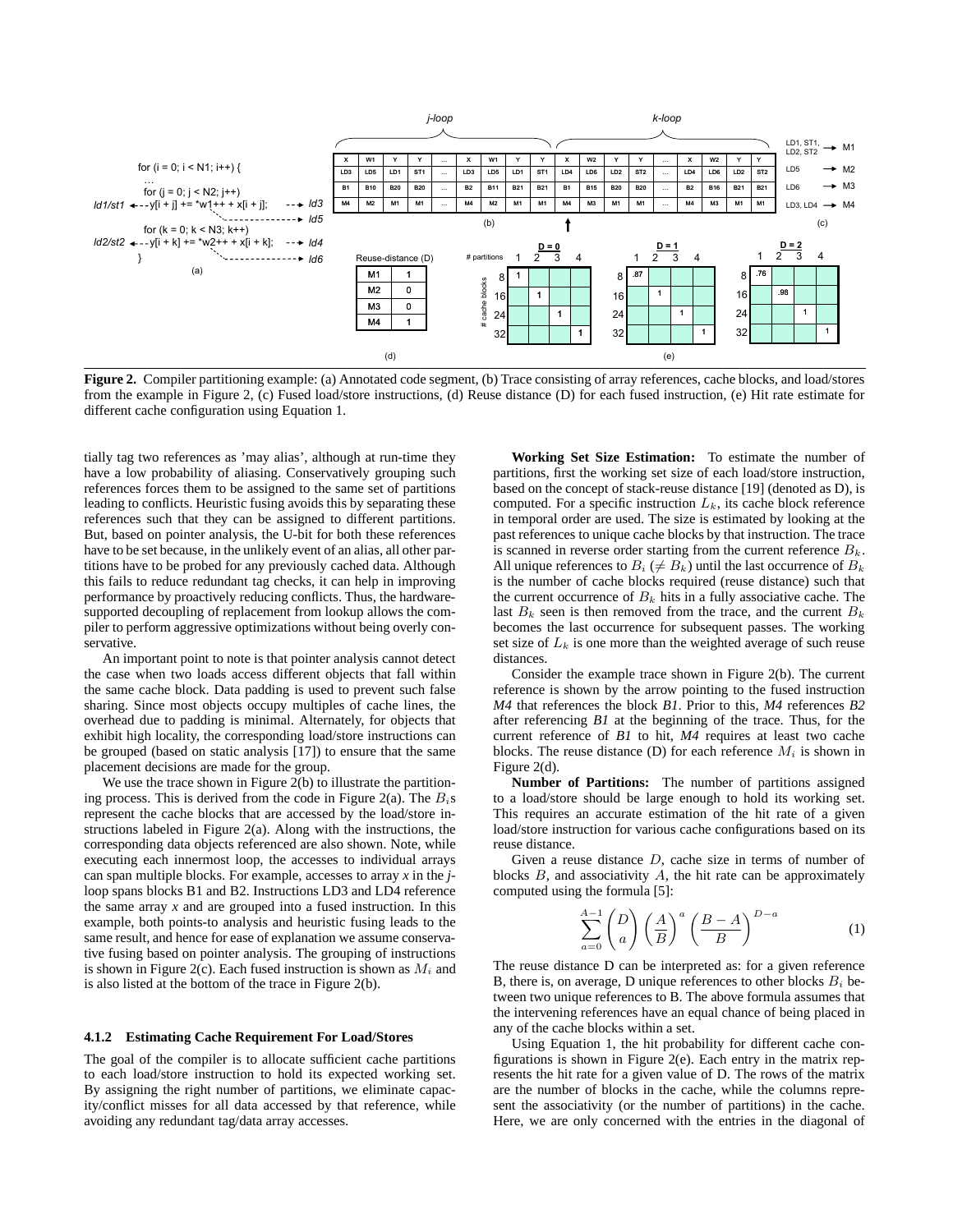**Figure 2.** Compiler partitioning example: (a) Annotated code segment, (b) Trace consisting of array references, cache blocks, and load/stores from the example in Figure 2, (c) Fused load/store instructions, (d) Reuse distance (D) for each fused instruction, (e) Hit rate estimate for different cache configuration using Equation 1.

tially tag two references as 'may alias', although at run-time they have a low probability of aliasing. Conservatively grouping such references forces them to be assigned to the same set of partitions leading to conflicts. Heuristic fusing avoids this by separating these references such that they can be assigned to different partitions. But, based on pointer analysis, the U-bit for both these references have to be set because, in the unlikely event of an alias, all other partitions have to be probed for any previously cached data. Although this fails to reduce redundant tag checks, it can help in improving performance by proactively reducing conflicts. Thus, the hardware-supported decoupling of replacement from lookup allows the compiler to perform aggressive optimizations without being overly conservative.

An important point to note is that pointer analysis cannot detect the case when two loads access different objects that fall within the same cache block. Data padding is used to prevent such false sharing. Since most objects occupy multiples of cache lines, the overhead due to padding is minimal. Alternately, for objects that exhibit high locality, the corresponding load/store instructions can be grouped (based on static analysis [17]) to ensure that the same placement decisions are made for the group.

We use the trace shown in Figure 2(b) to illustrate the partitioning process. This is derived from the code in Figure 2(a). The $B_i$s represent the cache blocks that are accessed by the load/store instructions labeled in Figure 2(a). Along with the instructions, the corresponding data objects referenced are also shown. Note, while executing each innermost loop, the accesses to individual arrays can span multiple blocks. For example, accesses to array *x* in the *j*-loop spans blocks B1 and B2. Instructions LD3 and LD4 reference the same array *x* and are grouped into a fused instruction. In this example, both points-to analysis and heuristic fusing leads to the same result, and hence for ease of explanation we assume conservative fusing based on pointer analysis. The grouping of instructions is shown in Figure 2(c). Each fused instruction is shown as $M_i$ and is also listed at the bottom of the trace in Figure 2(b).

#### 4.1.2 Estimating Cache Requirement For Load/Stores

The goal of the compiler is to allocate sufficient cache partitions to each load/store instruction to hold its expected working set. By assigning the right number of partitions, we eliminate capacity/conflict misses for all data accessed by that reference, while avoiding any redundant tag/data array accesses.

**Working Set Size Estimation:** To estimate the number of partitions, first the working set size of each load/store instruction, based on the concept of stack-reuse distance [19] (denoted as D), is computed. For a specific instruction $L_k$, its cache block reference in temporal order are used. The size is estimated by looking at the past references to unique cache blocks by that instruction. The trace is scanned in reverse order starting from the current reference $B_k$. All unique references to $B_i$ ($\neq B_k$) until the last occurrence of $B_k$ is the number of cache blocks required (reuse distance) such that the current occurrence of $B_k$ hits in a fully associative cache. The last $B_k$ seen is then removed from the trace, and the current $B_k$ becomes the last occurrence for subsequent passes. The working set size of $L_k$ is one more than the weighted average of such reuse distances.

Consider the example trace shown in Figure 2(b). The current reference is shown by the arrow pointing to the fused instruction *M4* that references the block *B1*. Prior to this, *M4* references *B2* after referencing *B1* at the beginning of the trace. Thus, for the current reference of *B1* to hit, *M4* requires at least two cache blocks. The reuse distance (D) for each reference $M_i$ is shown in Figure 2(d).

**Number of Partitions:** The number of partitions assigned to a load/store should be large enough to hold its working set. This requires an accurate estimation of the hit rate of a given load/store instruction for various cache configurations based on its reuse distance.

Given a reuse distance $D$, cache size in terms of number of blocks $B$, and associativity $A$, the hit rate can be approximately computed using the formula [5]:

$$\sum_{a=0}^{A-1} \binom{D}{a} \left(\frac{A}{B}\right)^a \left(\frac{B-A}{B}\right)^{D-a} \quad (1)$$

The reuse distance D can be interpreted as: for a given reference B, there is, on average, D unique references to other blocks $B_i$ between two unique references to B. The above formula assumes that the intervening references have an equal chance of being placed in any of the cache blocks within a set.

Using Equation 1, the hit probability for different cache configurations is shown in Figure 2(e). Each entry in the matrix represents the hit rate for a given value of D. The rows of the matrix are the number of blocks in the cache, while the columns represent the associativity (or the number of partitions) in the cache. Here, we are only concerned with the entries in the diagonal of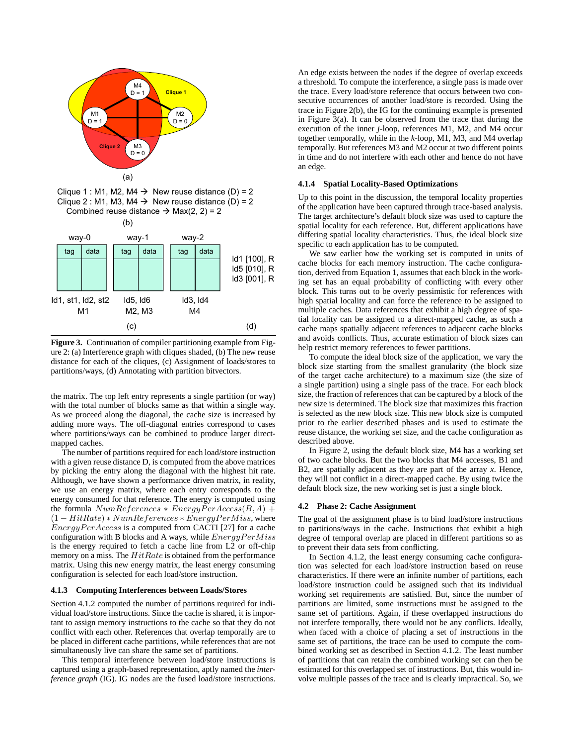Clique 1 : M1, M2, M4 → New reuse distance (D) = 2
Clique 2 : M1, M3, M4 → New reuse distance (D) = 2
Combined reuse distance → Max(2, 2) = 2

(b)

| way-0 | | way-1 | | way-2 | |
|---|---|---|---|---|---|
| tag | data | tag | data | tag | data |

ld1, st1, ld2, st2 M1 — ld5, ld6 M2, M3 — ld3, ld4 M4

(c)

ld1 [100], R
ld5 [010], R
ld3 [001], R

(d)

**Figure 3.** Continuation of compiler partitioning example from Figure 2: (a) Interference graph with cliques shaded, (b) The new reuse distance for each of the cliques, (c) Assignment of loads/stores to partitions/ways, (d) Annotating with partition bitvectors.

the matrix. The top left entry represents a single partition (or way) with the total number of blocks same as that within a single way. As we proceed along the diagonal, the cache size is increased by adding more ways. The off-diagonal entries correspond to cases where partitions/ways can be combined to produce larger direct-mapped caches.

The number of partitions required for each load/store instruction with a given reuse distance D, is computed from the above matrices by picking the entry along the diagonal with the highest hit rate. Although, we have shown a performance driven matrix, in reality, we use an energy matrix, where each entry corresponds to the energy consumed for that reference. The energy is computed using the formula $NumReferences * EnergyPerAccess(B, A) + (1 - HitRate) * NumReferences * EnergyPerMiss$, where $EnergyPerAccess$ is a computed from CACTI [27] for a cache configuration with B blocks and A ways, while $EnergyPerMiss$ is the energy required to fetch a cache line from L2 or off-chip memory on a miss. The $HitRate$ is obtained from the performance matrix. Using this new energy matrix, the least energy consuming configuration is selected for each load/store instruction.

### 4.1.3 Computing Interferences between Loads/Stores

Section 4.1.2 computed the number of partitions required for individual load/store instructions. Since the cache is shared, it is important to assign memory instructions to the cache so that they do not conflict with each other. References that overlap temporally are to be placed in different cache partitions, while references that are not simultaneously live can share the same set of partitions.

This temporal interference between load/store instructions is captured using a graph-based representation, aptly named the *interference graph* (IG). IG nodes are the fused load/store instructions. An edge exists between the nodes if the degree of overlap exceeds a threshold. To compute the interference, a single pass is made over the trace. Every load/store reference that occurs between two consecutive occurrences of another load/store reference is recorded. Using the trace in Figure 2(b), the IG for the continuing example is presented in Figure 3(a). It can be observed from the trace that during the execution of the inner *j*-loop, references M1, M2, and M4 occur together temporally, while in the *k*-loop, M1, M3, and M4 overlap temporally. But references M3 and M2 occur at two different points in time and do not interfere with each other and hence do not have an edge.

### 4.1.4 Spatial Locality-Based Optimizations

Up to this point in the discussion, the temporal locality properties of the application have been captured through trace-based analysis. The target architecture's default block size was used to capture the spatial locality for each reference. But, different applications have differing spatial locality characteristics. Thus, the ideal block size specific to each application has to be computed.

We saw earlier how the working set is computed in units of cache blocks for each memory instruction. The cache configuration, derived from Equation 1, assumes that each block in the working set has an equal probability of conflicting with every other block. This turns out to be overly pessimistic for references with high spatial locality and can force the reference to be assigned to multiple caches. Data references that exhibit a high degree of spatial locality can be assigned to a direct-mapped cache, as such a cache maps spatially adjacent references to adjacent cache blocks and avoids conflicts. Thus, accurate estimation of block sizes can help restrict memory references to fewer partitions.

To compute the ideal block size of the application, we vary the block size starting from the smallest granularity (the block size of the target cache architecture) to a maximum size (the size of a single partition) using a single pass of the trace. For each block size, the fraction of references that can be captured by a block of the new size is determined. The block size that maximizes this fraction is selected as the new block size. This new block size is computed prior to the earlier described phases and is used to estimate the reuse distance, the working set size, and the cache configuration as described above.

In Figure 2, using the default block size, M4 has a working set of two cache blocks. But the two blocks that M4 accesses, B1 and B2, are spatially adjacent as they are part of the array *x*. Hence, they will not conflict in a direct-mapped cache. By using twice the default block size, the new working set is just a single block.

## 4.2 Phase 2: Cache Assignment

The goal of the assignment phase is to bind load/store instructions to partitions/ways in the cache. Instructions that exhibit a high degree of temporal overlap are placed in different partitions so as to prevent their data sets from conflicting.

In Section 4.1.2, the least energy consuming cache configuration was selected for each load/store instruction based on reuse characteristics. If there were an infinite number of partitions, each load/store instruction could be assigned such that its individual working set requirements are satisfied. But, since the number of partitions are limited, some instructions must be assigned to the same set of partitions. Again, if these overlapped instructions do not interfere temporally, there would not be any conflicts. Ideally, when faced with a choice of placing a set of instructions in the same set of partitions, the trace can be used to compute the combined working set as described in Section 4.1.2. The least number of partitions that can retain the combined working set can then be estimated for this overlapped set of instructions. But, this would involve multiple passes of the trace and is clearly impractical. So, we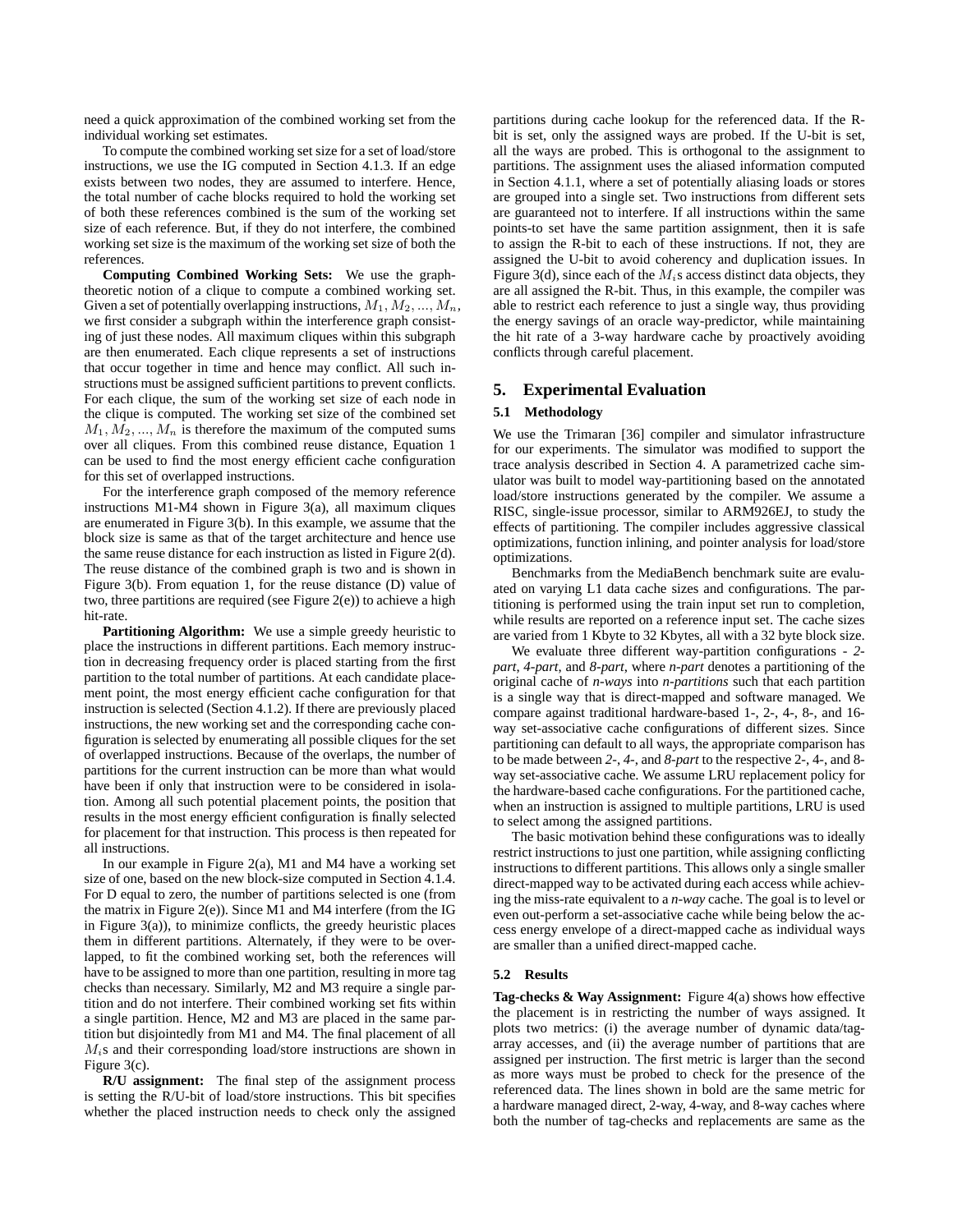need a quick approximation of the combined working set from the individual working set estimates.

To compute the combined working set size for a set of load/store instructions, we use the IG computed in Section 4.1.3. If an edge exists between two nodes, they are assumed to interfere. Hence, the total number of cache blocks required to hold the working set of both these references combined is the sum of the working set size of each reference. But, if they do not interfere, the combined working set size is the maximum of the working set size of both the references.

**Computing Combined Working Sets:** We use the graph-theoretic notion of a clique to compute a combined working set. Given a set of potentially overlapping instructions, $M_1, M_2, ..., M_n$, we first consider a subgraph within the interference graph consisting of just these nodes. All maximum cliques within this subgraph are then enumerated. Each clique represents a set of instructions that occur together in time and hence may conflict. All such instructions must be assigned sufficient partitions to prevent conflicts. For each clique, the sum of the working set size of each node in the clique is computed. The working set size of the combined set $M_1, M_2, ..., M_n$ is therefore the maximum of the computed sums over all cliques. From this combined reuse distance, Equation 1 can be used to find the most energy efficient cache configuration for this set of overlapped instructions.

For the interference graph composed of the memory reference instructions M1-M4 shown in Figure 3(a), all maximum cliques are enumerated in Figure 3(b). In this example, we assume that the block size is same as that of the target architecture and hence use the same reuse distance for each instruction as listed in Figure 2(d). The reuse distance of the combined graph is two and is shown in Figure 3(b). From equation 1, for the reuse distance (D) value of two, three partitions are required (see Figure 2(e)) to achieve a high hit-rate.

**Partitioning Algorithm:** We use a simple greedy heuristic to place the instructions in different partitions. Each memory instruction in decreasing frequency order is placed starting from the first partition to the total number of partitions. At each candidate placement point, the most energy efficient cache configuration for that instruction is selected (Section 4.1.2). If there are previously placed instructions, the new working set and the corresponding cache configuration is selected by enumerating all possible cliques for the set of overlapped instructions. Because of the overlaps, the number of partitions for the current instruction can be more than what would have been if only that instruction were to be considered in isolation. Among all such potential placement points, the position that results in the most energy efficient configuration is finally selected for placement for that instruction. This process is then repeated for all instructions.

In our example in Figure 2(a), M1 and M4 have a working set size of one, based on the new block-size computed in Section 4.1.4. For D equal to zero, the number of partitions selected is one (from the matrix in Figure 2(e)). Since M1 and M4 interfere (from the IG in Figure 3(a)), to minimize conflicts, the greedy heuristic places them in different partitions. Alternately, if they were to be overlapped, to fit the combined working set, both the references will have to be assigned to more than one partition, resulting in more tag checks than necessary. Similarly, M2 and M3 require a single partition and do not interfere. Their combined working set fits within a single partition. Hence, M2 and M3 are placed in the same partition but disjointedly from M1 and M4. The final placement of all $M_i$s and their corresponding load/store instructions are shown in Figure 3(c).

**R/U assignment:** The final step of the assignment process is setting the R/U-bit of load/store instructions. This bit specifies whether the placed instruction needs to check only the assigned partitions during cache lookup for the referenced data. If the R-bit is set, only the assigned ways are probed. If the U-bit is set, all the ways are probed. This is orthogonal to the assignment to partitions. The assignment uses the aliased information computed in Section 4.1.1, where a set of potentially aliasing loads or stores are grouped into a single set. Two instructions from different sets are guaranteed not to interfere. If all instructions within the same points-to set have the same partition assignment, then it is safe to assign the R-bit to each of these instructions. If not, they are assigned the U-bit to avoid coherency and duplication issues. In Figure 3(d), since each of the $M_i$s access distinct data objects, they are all assigned the R-bit. Thus, in this example, the compiler was able to restrict each reference to just a single way, thus providing the energy savings of an oracle way-predictor, while maintaining the hit rate of a 3-way hardware cache by proactively avoiding conflicts through careful placement.

## 5. Experimental Evaluation

### 5.1 Methodology

We use the Trimaran [36] compiler and simulator infrastructure for our experiments. The simulator was modified to support the trace analysis described in Section 4. A parametrized cache simulator was built to model way-partitioning based on the annotated load/store instructions generated by the compiler. We assume a RISC, single-issue processor, similar to ARM926EJ, to study the effects of partitioning. The compiler includes aggressive classical optimizations, function inlining, and pointer analysis for load/store optimizations.

Benchmarks from the MediaBench benchmark suite are evaluated on varying L1 data cache sizes and configurations. The partitioning is performed using the train input set run to completion, while results are reported on a reference input set. The cache sizes are varied from 1 Kbyte to 32 Kbytes, all with a 32 byte block size.

We evaluate three different way-partition configurations - *2-part*, *4-part*, and *8-part*, where *n-part* denotes a partitioning of the original cache of *n-ways* into *n-partitions* such that each partition is a single way that is direct-mapped and software managed. We compare against traditional hardware-based 1-, 2-, 4-, 8-, and 16-way set-associative cache configurations of different sizes. Since partitioning can default to all ways, the appropriate comparison has to be made between *2-*, *4-*, and *8-part* to the respective 2-, 4-, and 8-way set-associative cache. We assume LRU replacement policy for the hardware-based cache configurations. For the partitioned cache, when an instruction is assigned to multiple partitions, LRU is used to select among the assigned partitions.

The basic motivation behind these configurations was to ideally restrict instructions to just one partition, while assigning conflicting instructions to different partitions. This allows only a single smaller direct-mapped way to be activated during each access while achieving the miss-rate equivalent to a *n-way* cache. The goal is to level or even out-perform a set-associative cache while being below the access energy envelope of a direct-mapped cache as individual ways are smaller than a unified direct-mapped cache.

### 5.2 Results

**Tag-checks & Way Assignment:** Figure 4(a) shows how effective the placement is in restricting the number of ways assigned. It plots two metrics: (i) the average number of dynamic data/tag-array accesses, and (ii) the average number of partitions that are assigned per instruction. The first metric is larger than the second as more ways must be probed to check for the presence of the referenced data. The lines shown in bold are the same metric for a hardware managed direct, 2-way, 4-way, and 8-way caches where both the number of tag-checks and replacements are same as the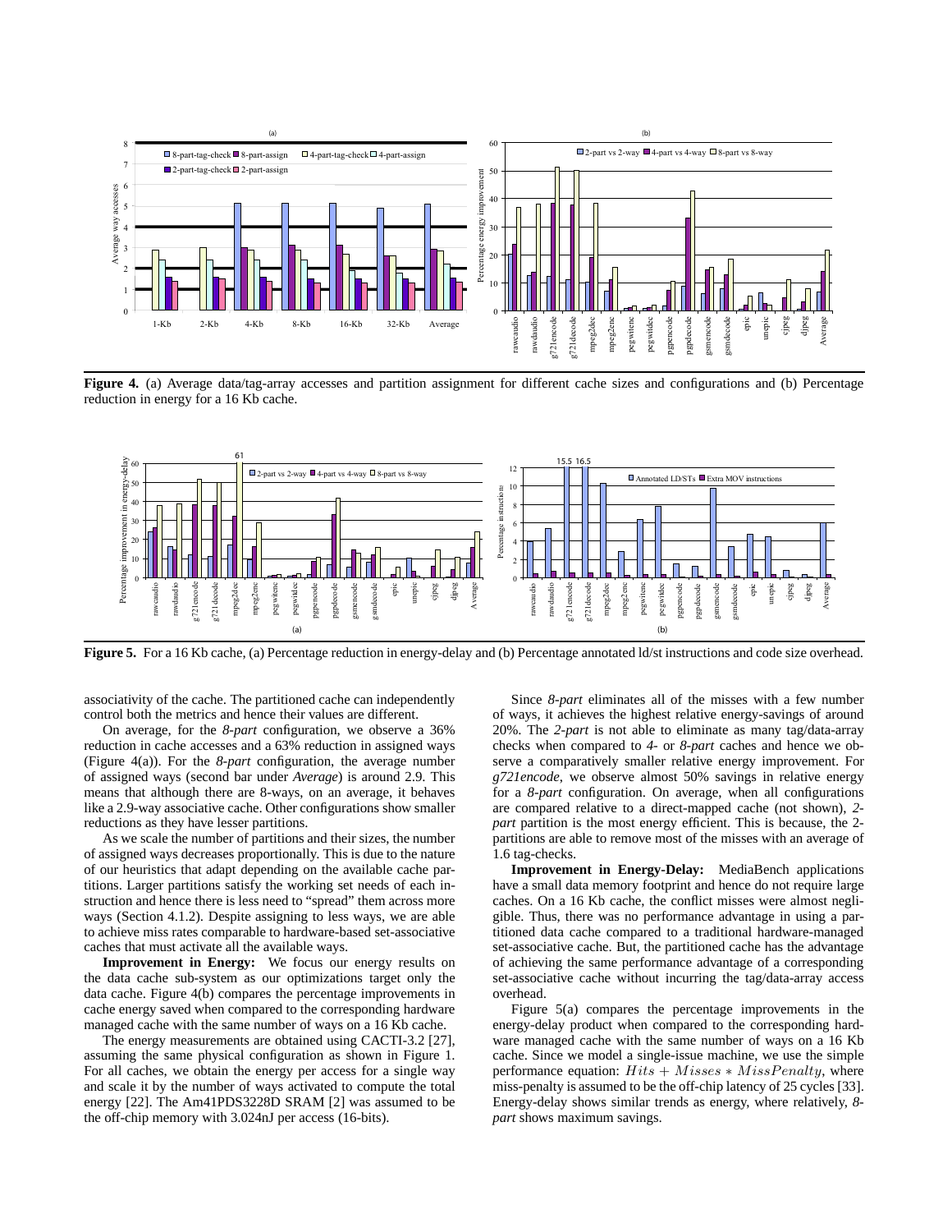**Figure 4.** (a) Average data/tag-array accesses and partition assignment for different cache sizes and configurations and (b) Percentage reduction in energy for a 16 Kb cache.

**Figure 5.** For a 16 Kb cache, (a) Percentage reduction in energy-delay and (b) Percentage annotated ld/st instructions and code size overhead.

associativity of the cache. The partitioned cache can independently control both the metrics and hence their values are different.

On average, for the *8-part* configuration, we observe a 36% reduction in cache accesses and a 63% reduction in assigned ways (Figure 4(a)). For the *8-part* configuration, the average number of assigned ways (second bar under *Average*) is around 2.9. This means that although there are 8-ways, on an average, it behaves like a 2.9-way associative cache. Other configurations show smaller reductions as they have lesser partitions.

As we scale the number of partitions and their sizes, the number of assigned ways decreases proportionally. This is due to the nature of our heuristics that adapt depending on the available cache partitions. Larger partitions satisfy the working set needs of each instruction and hence there is less need to "spread" them across more ways (Section 4.1.2). Despite assigning to less ways, we are able to achieve miss rates comparable to hardware-based set-associative caches that must activate all the available ways.

**Improvement in Energy:** We focus our energy results on the data cache sub-system as our optimizations target only the data cache. Figure 4(b) compares the percentage improvements in cache energy saved when compared to the corresponding hardware managed cache with the same number of ways on a 16 Kb cache.

The energy measurements are obtained using CACTI-3.2 [27], assuming the same physical configuration as shown in Figure 1. For all caches, we obtain the energy per access for a single way and scale it by the number of ways activated to compute the total energy [22]. The Am41PDS3228D SRAM [2] was assumed to be the off-chip memory with 3.024nJ per access (16-bits).

Since *8-part* eliminates all of the misses with a few number of ways, it achieves the highest relative energy-savings of around 20%. The *2-part* is not able to eliminate as many tag/data-array checks when compared to *4-* or *8-part* caches and hence we observe a comparatively smaller relative energy improvement. For *g721encode*, we observe almost 50% savings in relative energy for a *8-part* configuration. On average, when all configurations are compared relative to a direct-mapped cache (not shown), *2-part* partition is the most energy efficient. This is because, the 2-partitions are able to remove most of the misses with an average of 1.6 tag-checks.

**Improvement in Energy-Delay:** MediaBench applications have a small data memory footprint and hence do not require large caches. On a 16 Kb cache, the conflict misses were almost negligible. Thus, there was no performance advantage in using a partitioned data cache compared to a traditional hardware-managed set-associative cache. But, the partitioned cache has the advantage of achieving the same performance advantage of a corresponding set-associative cache without incurring the tag/data-array access overhead.

Figure 5(a) compares the percentage improvements in the energy-delay product when compared to the corresponding hardware managed cache with the same number of ways on a 16 Kb cache. Since we model a single-issue machine, we use the simple performance equation: $Hits + Misses * MissPenalty$, where miss-penalty is assumed to be the off-chip latency of 25 cycles [33]. Energy-delay shows similar trends as energy, where relatively, *8-part* shows maximum savings.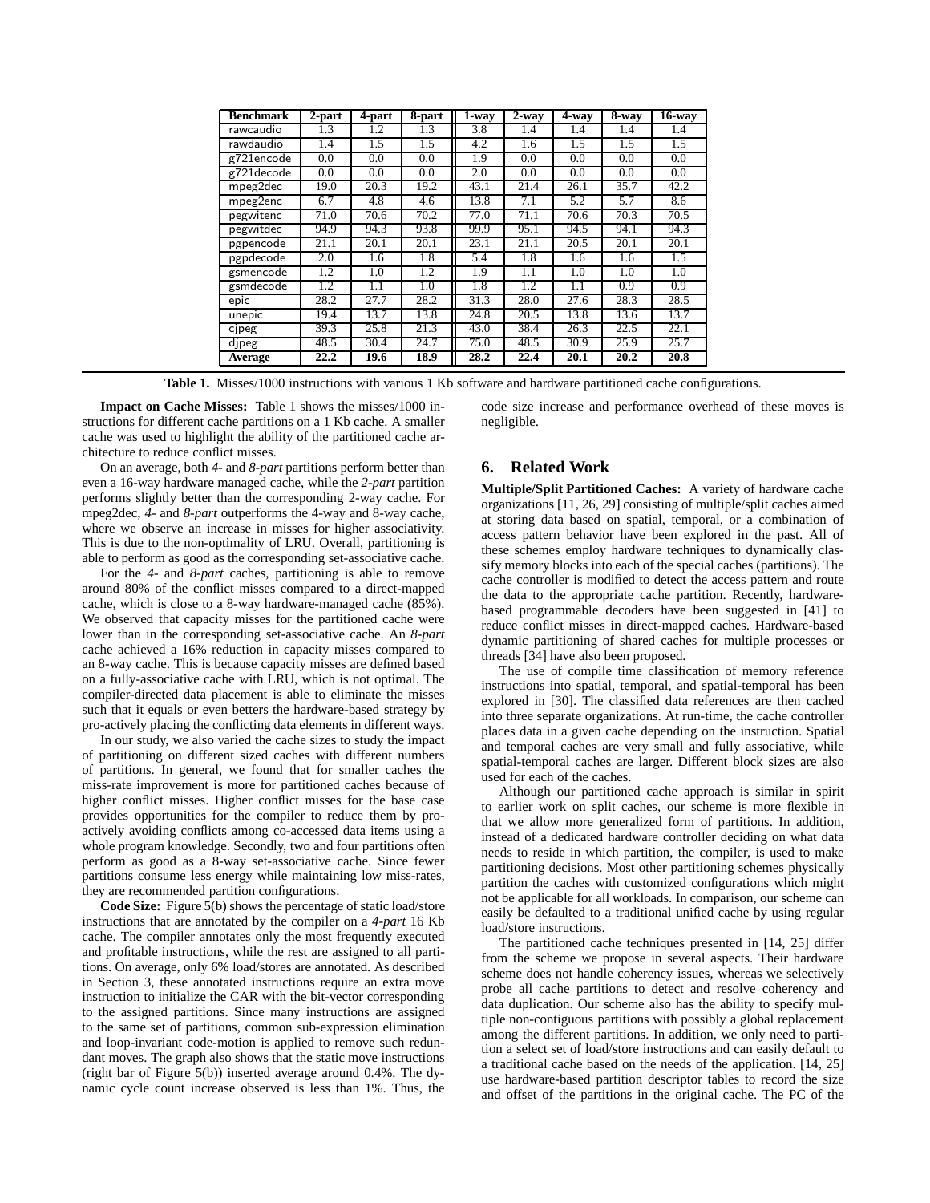| Benchmark | 2-part | 4-part | 8-part | 1-way | 2-way | 4-way | 8-way | 16-way |
|---|---|---|---|---|---|---|---|---|
| rawcaudio | 1.3 | 1.2 | 1.3 | 3.8 | 1.4 | 1.4 | 1.4 | 1.4 |
| rawdaudio | 1.4 | 1.5 | 1.5 | 4.2 | 1.6 | 1.5 | 1.5 | 1.5 |
| g721encode | 0.0 | 0.0 | 0.0 | 1.9 | 0.0 | 0.0 | 0.0 | 0.0 |
| g721decode | 0.0 | 0.0 | 0.0 | 2.0 | 0.0 | 0.0 | 0.0 | 0.0 |
| mpeg2dec | 19.0 | 20.3 | 19.2 | 43.1 | 21.4 | 26.1 | 35.7 | 42.2 |
| mpeg2enc | 6.7 | 4.8 | 4.6 | 13.8 | 7.1 | 5.2 | 5.7 | 8.6 |
| pegwitenc | 71.0 | 70.6 | 70.2 | 77.0 | 71.1 | 70.6 | 70.3 | 70.5 |
| pegwitdec | 94.9 | 94.3 | 93.8 | 99.9 | 95.1 | 94.5 | 94.1 | 94.3 |
| pgpencode | 21.1 | 20.1 | 20.1 | 23.1 | 21.1 | 20.5 | 20.1 | 20.1 |
| pgpdecode | 2.0 | 1.6 | 1.8 | 5.4 | 1.8 | 1.6 | 1.6 | 1.5 |
| gsmencode | 1.2 | 1.0 | 1.2 | 1.9 | 1.1 | 1.0 | 1.0 | 1.0 |
| gsmdecode | 1.2 | 1.1 | 1.0 | 1.8 | 1.2 | 1.1 | 0.9 | 0.9 |
| epic | 28.2 | 27.7 | 28.2 | 31.3 | 28.0 | 27.6 | 28.3 | 28.5 |
| unepic | 19.4 | 13.7 | 13.8 | 24.8 | 20.5 | 13.8 | 13.6 | 13.7 |
| cjpeg | 39.3 | 25.8 | 21.3 | 43.0 | 38.4 | 26.3 | 22.5 | 22.1 |
| djpeg | 48.5 | 30.4 | 24.7 | 75.0 | 48.5 | 30.9 | 25.9 | 25.7 |
| **Average** | **22.2** | **19.6** | **18.9** | **28.2** | **22.4** | **20.1** | **20.2** | **20.8** |

**Table 1.** Misses/1000 instructions with various 1 Kb software and hardware partitioned cache configurations.

**Impact on Cache Misses:** Table 1 shows the misses/1000 instructions for different cache partitions on a 1 Kb cache. A smaller cache was used to highlight the ability of the partitioned cache architecture to reduce conflict misses.

On an average, both *4-* and *8-part* partitions perform better than even a 16-way hardware managed cache, while the *2-part* partition performs slightly better than the corresponding 2-way cache. For mpeg2dec, *4-* and *8-part* outperforms the 4-way and 8-way cache, where we observe an increase in misses for higher associativity. This is due to the non-optimality of LRU. Overall, partitioning is able to perform as good as the corresponding set-associative cache.

For the *4-* and *8-part* caches, partitioning is able to remove around 80% of the conflict misses compared to a direct-mapped cache, which is close to a 8-way hardware-managed cache (85%). We observed that capacity misses for the partitioned cache were lower than in the corresponding set-associative cache. An *8-part* cache achieved a 16% reduction in capacity misses compared to an 8-way cache. This is because capacity misses are defined based on a fully-associative cache with LRU, which is not optimal. The compiler-directed data placement is able to eliminate the misses such that it equals or even betters the hardware-based strategy by pro-actively placing the conflicting data elements in different ways.

In our study, we also varied the cache sizes to study the impact of partitioning on different sized caches with different numbers of partitions. In general, we found that for smaller caches the miss-rate improvement is more for partitioned caches because of higher conflict misses. Higher conflict misses for the base case provides opportunities for the compiler to reduce them by pro-actively avoiding conflicts among co-accessed data items using a whole program knowledge. Secondly, two and four partitions often perform as good as a 8-way set-associative cache. Since fewer partitions consume less energy while maintaining low miss-rates, they are recommended partition configurations.

**Code Size:** Figure 5(b) shows the percentage of static load/store instructions that are annotated by the compiler on a *4-part* 16 Kb cache. The compiler annotates only the most frequently executed and profitable instructions, while the rest are assigned to all partitions. On average, only 6% load/stores are annotated. As described in Section 3, these annotated instructions require an extra move instruction to initialize the CAR with the bit-vector corresponding to the assigned partitions. Since many instructions are assigned to the same set of partitions, common sub-expression elimination and loop-invariant code-motion is applied to remove such redundant moves. The graph also shows that the static move instructions (right bar of Figure 5(b)) inserted average around 0.4%. The dynamic cycle count increase observed is less than 1%. Thus, the code size increase and performance overhead of these moves is negligible.

## 6. Related Work

**Multiple/Split Partitioned Caches:** A variety of hardware cache organizations [11, 26, 29] consisting of multiple/split caches aimed at storing data based on spatial, temporal, or a combination of access pattern behavior have been explored in the past. All of these schemes employ hardware techniques to dynamically classify memory blocks into each of the special caches (partitions). The cache controller is modified to detect the access pattern and route the data to the appropriate cache partition. Recently, hardware-based programmable decoders have been suggested in [41] to reduce conflict misses in direct-mapped caches. Hardware-based dynamic partitioning of shared caches for multiple processes or threads [34] have also been proposed.

The use of compile time classification of memory reference instructions into spatial, temporal, and spatial-temporal has been explored in [30]. The classified data references are then cached into three separate organizations. At run-time, the cache controller places data in a given cache depending on the instruction. Spatial and temporal caches are very small and fully associative, while spatial-temporal caches are larger. Different block sizes are also used for each of the caches.

Although our partitioned cache approach is similar in spirit to earlier work on split caches, our scheme is more flexible in that we allow more generalized form of partitions. In addition, instead of a dedicated hardware controller deciding on what data needs to reside in which partition, the compiler, is used to make partitioning decisions. Most other partitioning schemes physically partition the caches with customized configurations which might not be applicable for all workloads. In comparison, our scheme can easily be defaulted to a traditional unified cache by using regular load/store instructions.

The partitioned cache techniques presented in [14, 25] differ from the scheme we propose in several aspects. Their hardware scheme does not handle coherency issues, whereas we selectively probe all cache partitions to detect and resolve coherency and data duplication. Our scheme also has the ability to specify multiple non-contiguous partitions with possibly a global replacement among the different partitions. In addition, we only need to partition a select set of load/store instructions and can easily default to a traditional cache based on the needs of the application. [14, 25] use hardware-based partition descriptor tables to record the size and offset of the partitions in the original cache. The PC of the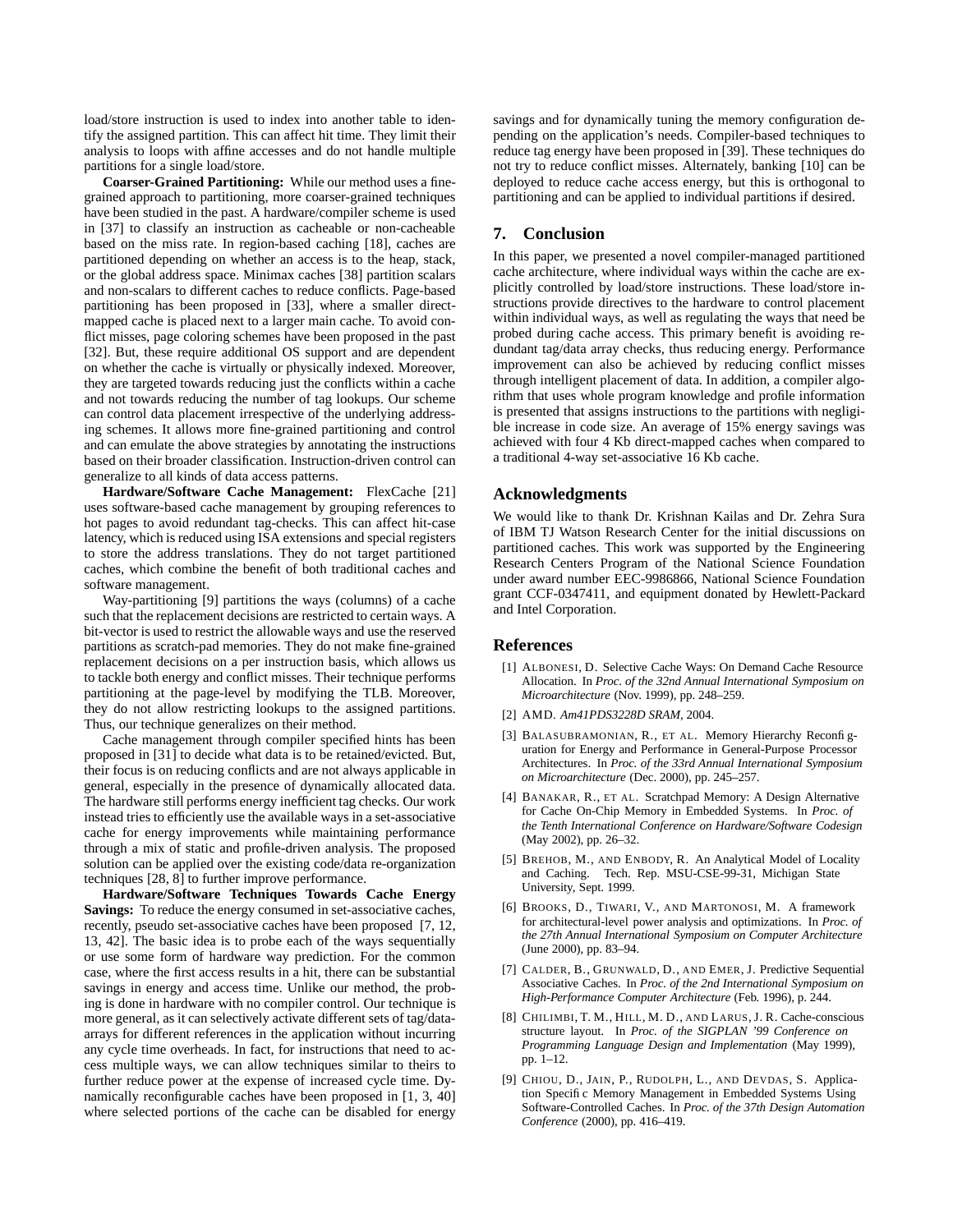load/store instruction is used to index into another table to identify the assigned partition. This can affect hit time. They limit their analysis to loops with affine accesses and do not handle multiple partitions for a single load/store.

**Coarser-Grained Partitioning:** While our method uses a fine-grained approach to partitioning, more coarser-grained techniques have been studied in the past. A hardware/compiler scheme is used in [37] to classify an instruction as cacheable or non-cacheable based on the miss rate. In region-based caching [18], caches are partitioned depending on whether an access is to the heap, stack, or the global address space. Minimax caches [38] partition scalars and non-scalars to different caches to reduce conflicts. Page-based partitioning has been proposed in [33], where a smaller direct-mapped cache is placed next to a larger main cache. To avoid conflict misses, page coloring schemes have been proposed in the past [32]. But, these require additional OS support and are dependent on whether the cache is virtually or physically indexed. Moreover, they are targeted towards reducing just the conflicts within a cache and not towards reducing the number of tag lookups. Our scheme can control data placement irrespective of the underlying addressing schemes. It allows more fine-grained partitioning and control and can emulate the above strategies by annotating the instructions based on their broader classification. Instruction-driven control can generalize to all kinds of data access patterns.

**Hardware/Software Cache Management:** FlexCache [21] uses software-based cache management by grouping references to hot pages to avoid redundant tag-checks. This can affect hit-case latency, which is reduced using ISA extensions and special registers to store the address translations. They do not target partitioned caches, which combine the benefit of both traditional caches and software management.

Way-partitioning [9] partitions the ways (columns) of a cache such that the replacement decisions are restricted to certain ways. A bit-vector is used to restrict the allowable ways and use the reserved partitions as scratch-pad memories. They do not make fine-grained replacement decisions on a per instruction basis, which allows us to tackle both energy and conflict misses. Their technique performs partitioning at the page-level by modifying the TLB. Moreover, they do not allow restricting lookups to the assigned partitions. Thus, our technique generalizes on their method.

Cache management through compiler specified hints has been proposed in [31] to decide what data is to be retained/evicted. But, their focus is on reducing conflicts and are not always applicable in general, especially in the presence of dynamically allocated data. The hardware still performs energy inefficient tag checks. Our work instead tries to efficiently use the available ways in a set-associative cache for energy improvements while maintaining performance through a mix of static and profile-driven analysis. The proposed solution can be applied over the existing code/data re-organization techniques [28, 8] to further improve performance.

**Hardware/Software Techniques Towards Cache Energy Savings:** To reduce the energy consumed in set-associative caches, recently, pseudo set-associative caches have been proposed [7, 12, 13, 42]. The basic idea is to probe each of the ways sequentially or use some form of hardware way prediction. For the common case, where the first access results in a hit, there can be substantial savings in energy and access time. Unlike our method, the probing is done in hardware with no compiler control. Our technique is more general, as it can selectively activate different sets of tag/data-arrays for different references in the application without incurring any cycle time overheads. In fact, for instructions that need to access multiple ways, we can allow techniques similar to theirs to further reduce power at the expense of increased cycle time. Dynamically reconfigurable caches have been proposed in [1, 3, 40] where selected portions of the cache can be disabled for energy savings and for dynamically tuning the memory configuration depending on the application's needs. Compiler-based techniques to reduce tag energy have been proposed in [39]. These techniques do not try to reduce conflict misses. Alternately, banking [10] can be deployed to reduce cache access energy, but this is orthogonal to partitioning and can be applied to individual partitions if desired.

## 7. Conclusion

In this paper, we presented a novel compiler-managed partitioned cache architecture, where individual ways within the cache are explicitly controlled by load/store instructions. These load/store instructions provide directives to the hardware to control placement within individual ways, as well as regulating the ways that need be probed during cache access. This primary benefit is avoiding redundant tag/data array checks, thus reducing energy. Performance improvement can also be achieved by reducing conflict misses through intelligent placement of data. In addition, a compiler algorithm that uses whole program knowledge and profile information is presented that assigns instructions to the partitions with negligible increase in code size. An average of 15% energy savings was achieved with four 4 Kb direct-mapped caches when compared to a traditional 4-way set-associative 16 Kb cache.

## Acknowledgments

We would like to thank Dr. Krishnan Kailas and Dr. Zehra Sura of IBM TJ Watson Research Center for the initial discussions on partitioned caches. This work was supported by the Engineering Research Centers Program of the National Science Foundation under award number EEC-9986866, National Science Foundation grant CCF-0347411, and equipment donated by Hewlett-Packard and Intel Corporation.

## References

[1] ALBONESI, D. Selective Cache Ways: On Demand Cache Resource Allocation. In *Proc. of the 32nd Annual International Symposium on Microarchitecture* (Nov. 1999), pp. 248–259.

[2] AMD. *Am41PDS3228D SRAM*, 2004.

[3] BALASUBRAMONIAN, R., ET AL. Memory Hierarchy Reconfiguration for Energy and Performance in General-Purpose Processor Architectures. In *Proc. of the 33rd Annual International Symposium on Microarchitecture* (Dec. 2000), pp. 245–257.

[4] BANAKAR, R., ET AL. Scratchpad Memory: A Design Alternative for Cache On-Chip Memory in Embedded Systems. In *Proc. of the Tenth International Conference on Hardware/Software Codesign* (May 2002), pp. 26–32.

[5] BREHOB, M., AND ENBODY, R. An Analytical Model of Locality and Caching. Tech. Rep. MSU-CSE-99-31, Michigan State University, Sept. 1999.

[6] BROOKS, D., TIWARI, V., AND MARTONOSI, M. A framework for architectural-level power analysis and optimizations. In *Proc. of the 27th Annual International Symposium on Computer Architecture* (June 2000), pp. 83–94.

[7] CALDER, B., GRUNWALD, D., AND EMER, J. Predictive Sequential Associative Caches. In *Proc. of the 2nd International Symposium on High-Performance Computer Architecture* (Feb. 1996), p. 244.

[8] CHILIMBI, T. M., HILL, M. D., AND LARUS, J. R. Cache-conscious structure layout. In *Proc. of the SIGPLAN '99 Conference on Programming Language Design and Implementation* (May 1999), pp. 1–12.

[9] CHIOU, D., JAIN, P., RUDOLPH, L., AND DEVDAS, S. Application Specific Memory Management in Embedded Systems Using Software-Controlled Caches. In *Proc. of the 37th Design Automation Conference* (2000), pp. 416–419.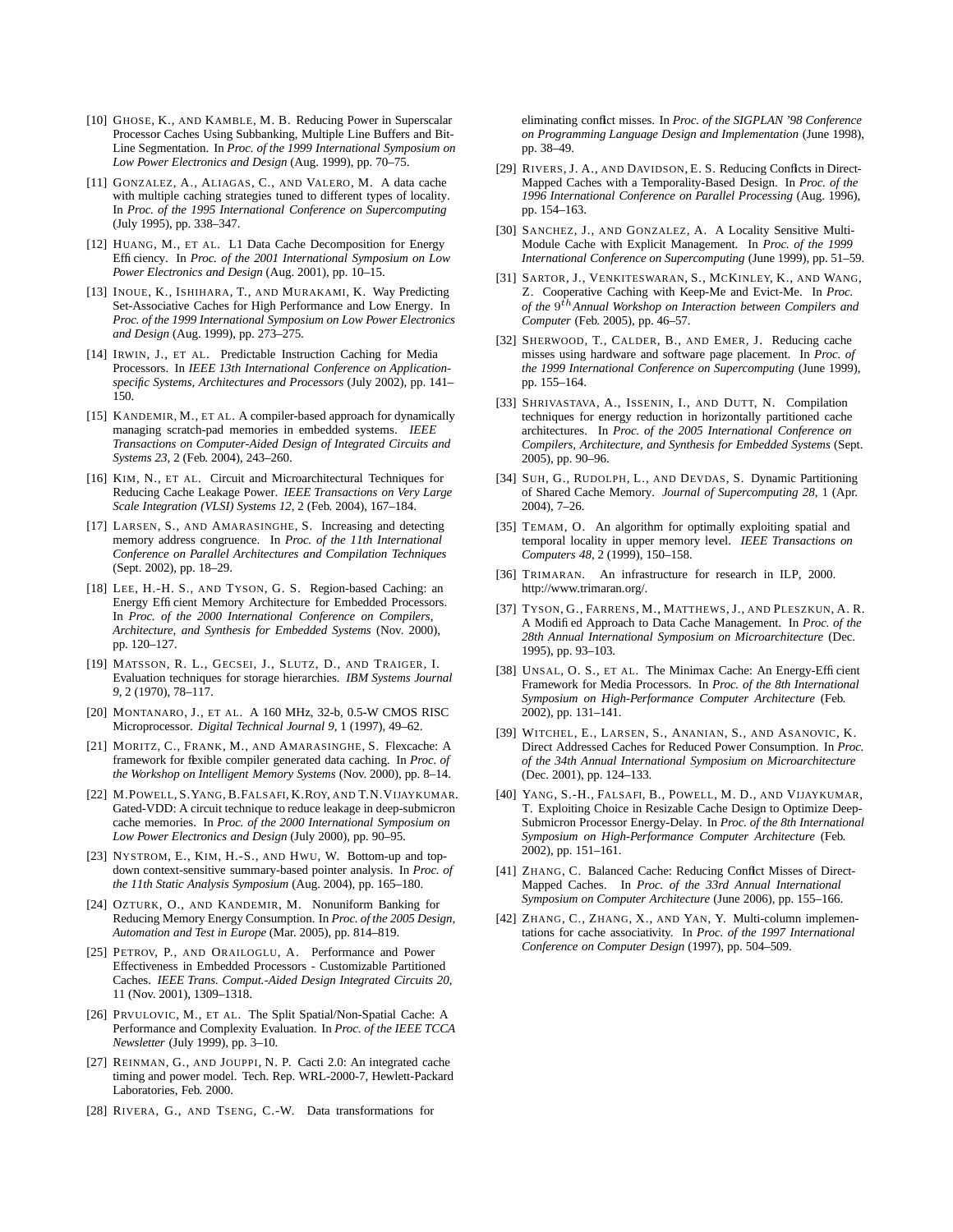[10] GHOSE, K., AND KAMBLE, M. B. Reducing Power in Superscalar Processor Caches Using Subbanking, Multiple Line Buffers and Bit-Line Segmentation. In *Proc. of the 1999 International Symposium on Low Power Electronics and Design* (Aug. 1999), pp. 70–75.

[11] GONZALEZ, A., ALIAGAS, C., AND VALERO, M. A data cache with multiple caching strategies tuned to different types of locality. In *Proc. of the 1995 International Conference on Supercomputing* (July 1995), pp. 338–347.

[12] HUANG, M., ET AL. L1 Data Cache Decomposition for Energy Efficiency. In *Proc. of the 2001 International Symposium on Low Power Electronics and Design* (Aug. 2001), pp. 10–15.

[13] INOUE, K., ISHIHARA, T., AND MURAKAMI, K. Way Predicting Set-Associative Caches for High Performance and Low Energy. In *Proc. of the 1999 International Symposium on Low Power Electronics and Design* (Aug. 1999), pp. 273–275.

[14] IRWIN, J., ET AL. Predictable Instruction Caching for Media Processors. In *IEEE 13th International Conference on Application-specific Systems, Architectures and Processors* (July 2002), pp. 141–150.

[15] KANDEMIR, M., ET AL. A compiler-based approach for dynamically managing scratch-pad memories in embedded systems. *IEEE Transactions on Computer-Aided Design of Integrated Circuits and Systems 23*, 2 (Feb. 2004), 243–260.

[16] KIM, N., ET AL. Circuit and Microarchitectural Techniques for Reducing Cache Leakage Power. *IEEE Transactions on Very Large Scale Integration (VLSI) Systems 12*, 2 (Feb. 2004), 167–184.

[17] LARSEN, S., AND AMARASINGHE, S. Increasing and detecting memory address congruence. In *Proc. of the 11th International Conference on Parallel Architectures and Compilation Techniques* (Sept. 2002), pp. 18–29.

[18] LEE, H.-H. S., AND TYSON, G. S. Region-based Caching: an Energy Efficient Memory Architecture for Embedded Processors. In *Proc. of the 2000 International Conference on Compilers, Architecture, and Synthesis for Embedded Systems* (Nov. 2000), pp. 120–127.

[19] MATSSON, R. L., GECSEI, J., SLUTZ, D., AND TRAIGER, I. Evaluation techniques for storage hierarchies. *IBM Systems Journal 9*, 2 (1970), 78–117.

[20] MONTANARO, J., ET AL. A 160 MHz, 32-b, 0.5-W CMOS RISC Microprocessor. *Digital Technical Journal 9*, 1 (1997), 49–62.

[21] MORITZ, C., FRANK, M., AND AMARASINGHE, S. Flexcache: A framework for flexible compiler generated data caching. In *Proc. of the Workshop on Intelligent Memory Systems* (Nov. 2000), pp. 8–14.

[22] M.POWELL, S.YANG, B.FALSAFI, K.ROY, AND T.N.VIJAYKUMAR. Gated-VDD: A circuit technique to reduce leakage in deep-submicron cache memories. In *Proc. of the 2000 International Symposium on Low Power Electronics and Design* (July 2000), pp. 90–95.

[23] NYSTROM, E., KIM, H.-S., AND HWU, W. Bottom-up and top-down context-sensitive summary-based pointer analysis. In *Proc. of the 11th Static Analysis Symposium* (Aug. 2004), pp. 165–180.

[24] OZTURK, O., AND KANDEMIR, M. Nonuniform Banking for Reducing Memory Energy Consumption. In *Proc. of the 2005 Design, Automation and Test in Europe* (Mar. 2005), pp. 814–819.

[25] PETROV, P., AND ORAILOGLU, A. Performance and Power Effectiveness in Embedded Processors - Customizable Partitioned Caches. *IEEE Trans. Comput.-Aided Design Integrated Circuits 20*, 11 (Nov. 2001), 1309–1318.

[26] PRVULOVIC, M., ET AL. The Split Spatial/Non-Spatial Cache: A Performance and Complexity Evaluation. In *Proc. of the IEEE TCCA Newsletter* (July 1999), pp. 3–10.

[27] REINMAN, G., AND JOUPPI, N. P. Cacti 2.0: An integrated cache timing and power model. Tech. Rep. WRL-2000-7, Hewlett-Packard Laboratories, Feb. 2000.

[28] RIVERA, G., AND TSENG, C.-W. Data transformations for eliminating conflict misses. In *Proc. of the SIGPLAN '98 Conference on Programming Language Design and Implementation* (June 1998), pp. 38–49.

[29] RIVERS, J. A., AND DAVIDSON, E. S. Reducing Conflicts in Direct-Mapped Caches with a Temporality-Based Design. In *Proc. of the 1996 International Conference on Parallel Processing* (Aug. 1996), pp. 154–163.

[30] SANCHEZ, J., AND GONZALEZ, A. A Locality Sensitive Multi-Module Cache with Explicit Management. In *Proc. of the 1999 International Conference on Supercomputing* (June 1999), pp. 51–59.

[31] SARTOR, J., VENKITESWARAN, S., MCKINLEY, K., AND WANG, Z. Cooperative Caching with Keep-Me and Evict-Me. In *Proc. of the $9^{th}$ Annual Workshop on Interaction between Compilers and Computer* (Feb. 2005), pp. 46–57.

[32] SHERWOOD, T., CALDER, B., AND EMER, J. Reducing cache misses using hardware and software page placement. In *Proc. of the 1999 International Conference on Supercomputing* (June 1999), pp. 155–164.

[33] SHRIVASTAVA, A., ISSENIN, I., AND DUTT, N. Compilation techniques for energy reduction in horizontally partitioned cache architectures. In *Proc. of the 2005 International Conference on Compilers, Architecture, and Synthesis for Embedded Systems* (Sept. 2005), pp. 90–96.

[34] SUH, G., RUDOLPH, L., AND DEVDAS, S. Dynamic Partitioning of Shared Cache Memory. *Journal of Supercomputing 28*, 1 (Apr. 2004), 7–26.

[35] TEMAM, O. An algorithm for optimally exploiting spatial and temporal locality in upper memory level. *IEEE Transactions on Computers 48*, 2 (1999), 150–158.

[36] TRIMARAN. An infrastructure for research in ILP, 2000. http://www.trimaran.org/.

[37] TYSON, G., FARRENS, M., MATTHEWS, J., AND PLESZKUN, A. R. A Modified Approach to Data Cache Management. In *Proc. of the 28th Annual International Symposium on Microarchitecture* (Dec. 1995), pp. 93–103.

[38] UNSAL, O. S., ET AL. The Minimax Cache: An Energy-Efficient Framework for Media Processors. In *Proc. of the 8th International Symposium on High-Performance Computer Architecture* (Feb. 2002), pp. 131–141.

[39] WITCHEL, E., LARSEN, S., ANANIAN, S., AND ASANOVIC, K. Direct Addressed Caches for Reduced Power Consumption. In *Proc. of the 34th Annual International Symposium on Microarchitecture* (Dec. 2001), pp. 124–133.

[40] YANG, S.-H., FALSAFI, B., POWELL, M. D., AND VIJAYKUMAR, T. Exploiting Choice in Resizable Cache Design to Optimize Deep-Submicron Processor Energy-Delay. In *Proc. of the 8th International Symposium on High-Performance Computer Architecture* (Feb. 2002), pp. 151–161.

[41] ZHANG, C. Balanced Cache: Reducing Conflict Misses of Direct-Mapped Caches. In *Proc. of the 33rd Annual International Symposium on Computer Architecture* (June 2006), pp. 155–166.

[42] ZHANG, C., ZHANG, X., AND YAN, Y. Multi-column implementations for cache associativity. In *Proc. of the 1997 International Conference on Computer Design* (1997), pp. 504–509.